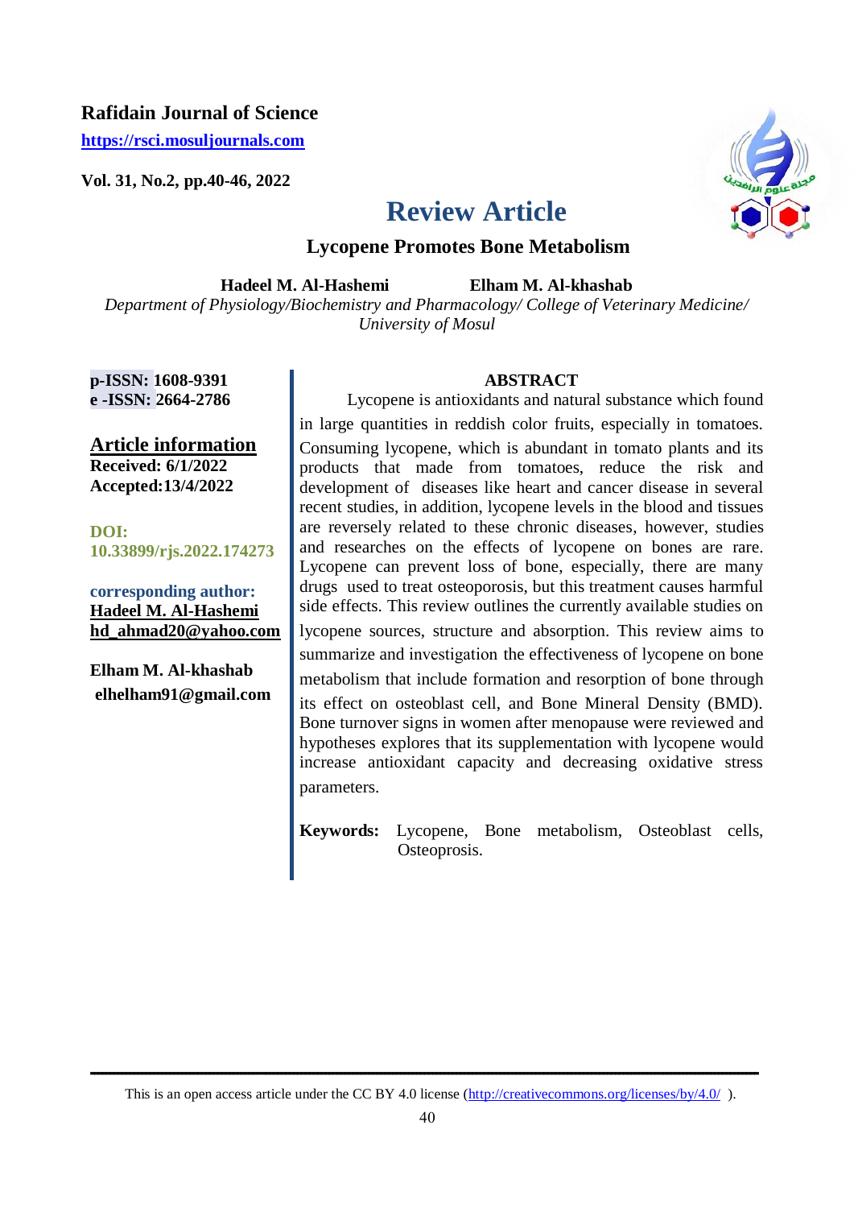**Rafidain Journal of Science**

https://rsci.mosuljournals.com

**Vol. 31, No.2, pp.40-46, 2022**

# Review Article

## Lycopene Promotes Bone Metabolism

**Hadeel M. Al-Hashemi** **Elham M. Al-khashab**

*Department of Physiology/Biochemistry and Pharmacology/ College of Veterinary Medicine/ University of Mosul*

**p-ISSN: 1608-9391**
**e -ISSN: 2664-2786**

**Article information**

**Received: 6/1/2022**
**Accepted:13/4/2022**

**DOI: 10.33899/rjs.2022.174273**

**corresponding author:**
**Hadeel M. Al-Hashemi**
**hd_ahmad20@yahoo.com**

**Elham M. Al-khashab**
**elhelham91@gmail.com**

### ABSTRACT

Lycopene is antioxidants and natural substance which found in large quantities in reddish color fruits, especially in tomatoes. Consuming lycopene, which is abundant in tomato plants and its products that made from tomatoes, reduce the risk and development of diseases like heart and cancer disease in several recent studies, in addition, lycopene levels in the blood and tissues are reversely related to these chronic diseases, however, studies and researches on the effects of lycopene on bones are rare. Lycopene can prevent loss of bone, especially, there are many drugs used to treat osteoporosis, but this treatment causes harmful side effects. This review outlines the currently available studies on lycopene sources, structure and absorption. This review aims to summarize and investigation the effectiveness of lycopene on bone metabolism that include formation and resorption of bone through its effect on osteoblast cell, and Bone Mineral Density (BMD). Bone turnover signs in women after menopause were reviewed and hypotheses explores that its supplementation with lycopene would increase antioxidant capacity and decreasing oxidative stress parameters.

**Keywords:** Lycopene, Bone metabolism, Osteoblast cells, Osteoprosis.

This is an open access article under the CC BY 4.0 license (http://creativecommons.org/licenses/by/4.0/ ).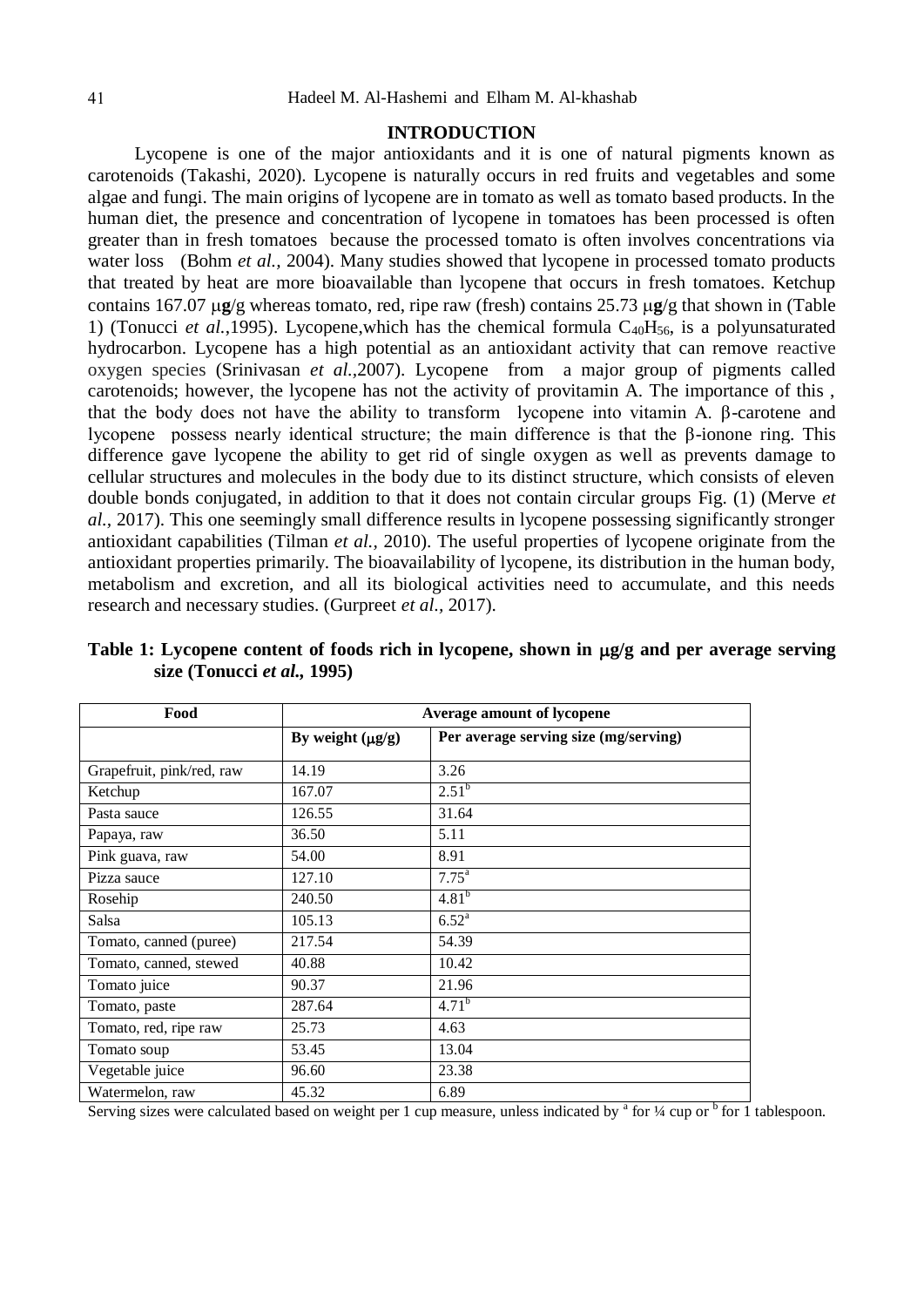## INTRODUCTION

Lycopene is one of the major antioxidants and it is one of natural pigments known as carotenoids (Takashi, 2020). Lycopene is naturally occurs in red fruits and vegetables and some algae and fungi. The main origins of lycopene are in tomato as well as tomato based products. In the human diet, the presence and concentration of lycopene in tomatoes has been processed is often greater than in fresh tomatoes because the processed tomato is often involves concentrations via water loss (Bohm *et al.,* 2004). Many studies showed that lycopene in processed tomato products that treated by heat are more bioavailable than lycopene that occurs in fresh tomatoes. Ketchup contains 167.07 μ**g**/g whereas tomato, red, ripe raw (fresh) contains 25.73 μ**g**/g that shown in (Table 1) (Tonucci *et al.*,1995). Lycopene,which has the chemical formula $C_{40}H_{56}$, is a polyunsaturated hydrocarbon. Lycopene has a high potential as an antioxidant activity that can remove reactive oxygen species (Srinivasan *et al.*,2007). Lycopene from a major group of pigments called carotenoids; however, the lycopene has not the activity of provitamin A. The importance of this , that the body does not have the ability to transform lycopene into vitamin A. β-carotene and lycopene possess nearly identical structure; the main difference is that the β-ionone ring. This difference gave lycopene the ability to get rid of single oxygen as well as prevents damage to cellular structures and molecules in the body due to its distinct structure, which consists of eleven double bonds conjugated, in addition to that it does not contain circular groups Fig. (1) (Merve *et al.,* 2017). This one seemingly small difference results in lycopene possessing significantly stronger antioxidant capabilities (Tilman *et al.,* 2010). The useful properties of lycopene originate from the antioxidant properties primarily. The bioavailability of lycopene, its distribution in the human body, metabolism and excretion, and all its biological activities need to accumulate, and this needs research and necessary studies. (Gurpreet *et al.,* 2017).

**Table 1: Lycopene content of foods rich in lycopene, shown in μg/g and per average serving size (Tonucci *et al.,* 1995)**

| Food | Average amount of lycopene | |
|---|---|---|
| | By weight (μg/g) | Per average serving size (mg/serving) |
| Grapefruit, pink/red, raw | 14.19 | 3.26 |
| Ketchup | 167.07 | 2.51[b] |
| Pasta sauce | 126.55 | 31.64 |
| Papaya, raw | 36.50 | 5.11 |
| Pink guava, raw | 54.00 | 8.91 |
| Pizza sauce | 127.10 | 7.75[a] |
| Rosehip | 240.50 | 4.81[b] |
| Salsa | 105.13 | 6.52[a] |
| Tomato, canned (puree) | 217.54 | 54.39 |
| Tomato, canned, stewed | 40.88 | 10.42 |
| Tomato juice | 90.37 | 21.96 |
| Tomato, paste | 287.64 | 4.71[b] |
| Tomato, red, ripe raw | 25.73 | 4.63 |
| Tomato soup | 53.45 | 13.04 |
| Vegetable juice | 96.60 | 23.38 |
| Watermelon, raw | 45.32 | 6.89 |

Serving sizes were calculated based on weight per 1 cup measure, unless indicated by [a] for ¼ cup or [b] for 1 tablespoon.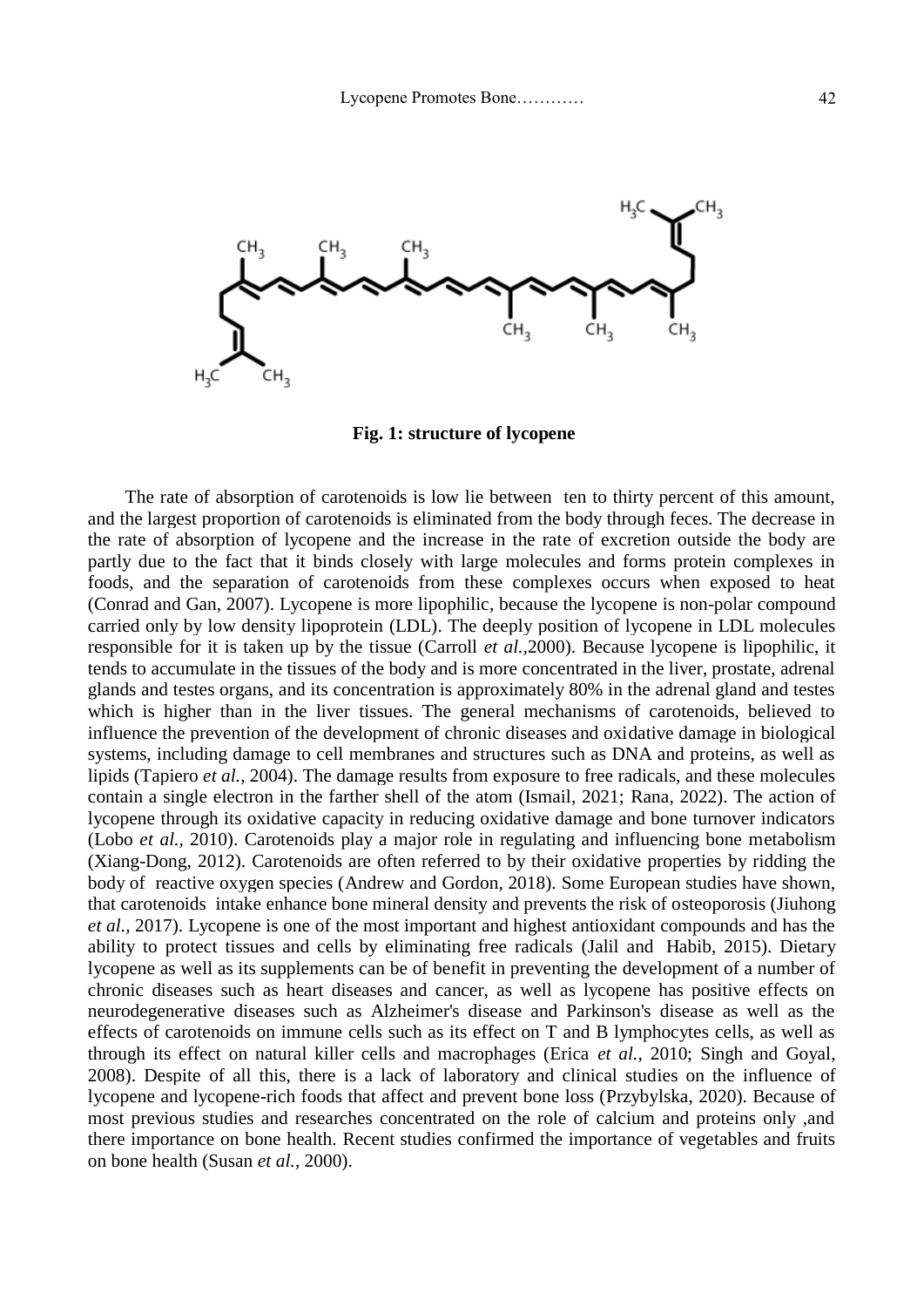**Fig. 1: structure of lycopene**

The rate of absorption of carotenoids is low lie between ten to thirty percent of this amount, and the largest proportion of carotenoids is eliminated from the body through feces. The decrease in the rate of absorption of lycopene and the increase in the rate of excretion outside the body are partly due to the fact that it binds closely with large molecules and forms protein complexes in foods, and the separation of carotenoids from these complexes occurs when exposed to heat (Conrad and Gan, 2007). Lycopene is more lipophilic, because the lycopene is non-polar compound carried only by low density lipoprotein (LDL). The deeply position of lycopene in LDL molecules responsible for it is taken up by the tissue (Carroll *et al.*,2000). Because lycopene is lipophilic, it tends to accumulate in the tissues of the body and is more concentrated in the liver, prostate, adrenal glands and testes organs, and its concentration is approximately 80% in the adrenal gland and testes which is higher than in the liver tissues. The general mechanisms of carotenoids, believed to influence the prevention of the development of chronic diseases and oxidative damage in biological systems, including damage to cell membranes and structures such as DNA and proteins, as well as lipids (Tapiero *et al.,* 2004). The damage results from exposure to free radicals, and these molecules contain a single electron in the farther shell of the atom (Ismail, 2021; Rana, 2022). The action of lycopene through its oxidative capacity in reducing oxidative damage and bone turnover indicators (Lobo *et al.,* 2010). Carotenoids play a major role in regulating and influencing bone metabolism (Xiang-Dong, 2012). Carotenoids are often referred to by their oxidative properties by ridding the body of reactive oxygen species (Andrew and Gordon, 2018). Some European studies have shown, that carotenoids intake enhance bone mineral density and prevents the risk of osteoporosis (Jiuhong *et al.,* 2017). Lycopene is one of the most important and highest antioxidant compounds and has the ability to protect tissues and cells by eliminating free radicals (Jalil and Habib, 2015). Dietary lycopene as well as its supplements can be of benefit in preventing the development of a number of chronic diseases such as heart diseases and cancer, as well as lycopene has positive effects on neurodegenerative diseases such as Alzheimer's disease and Parkinson's disease as well as the effects of carotenoids on immune cells such as its effect on T and B lymphocytes cells, as well as through its effect on natural killer cells and macrophages (Erica *et al.,* 2010; Singh and Goyal, 2008). Despite of all this, there is a lack of laboratory and clinical studies on the influence of lycopene and lycopene-rich foods that affect and prevent bone loss (Przybylska, 2020). Because of most previous studies and researches concentrated on the role of calcium and proteins only ,and there importance on bone health. Recent studies confirmed the importance of vegetables and fruits on bone health (Susan *et al.,* 2000).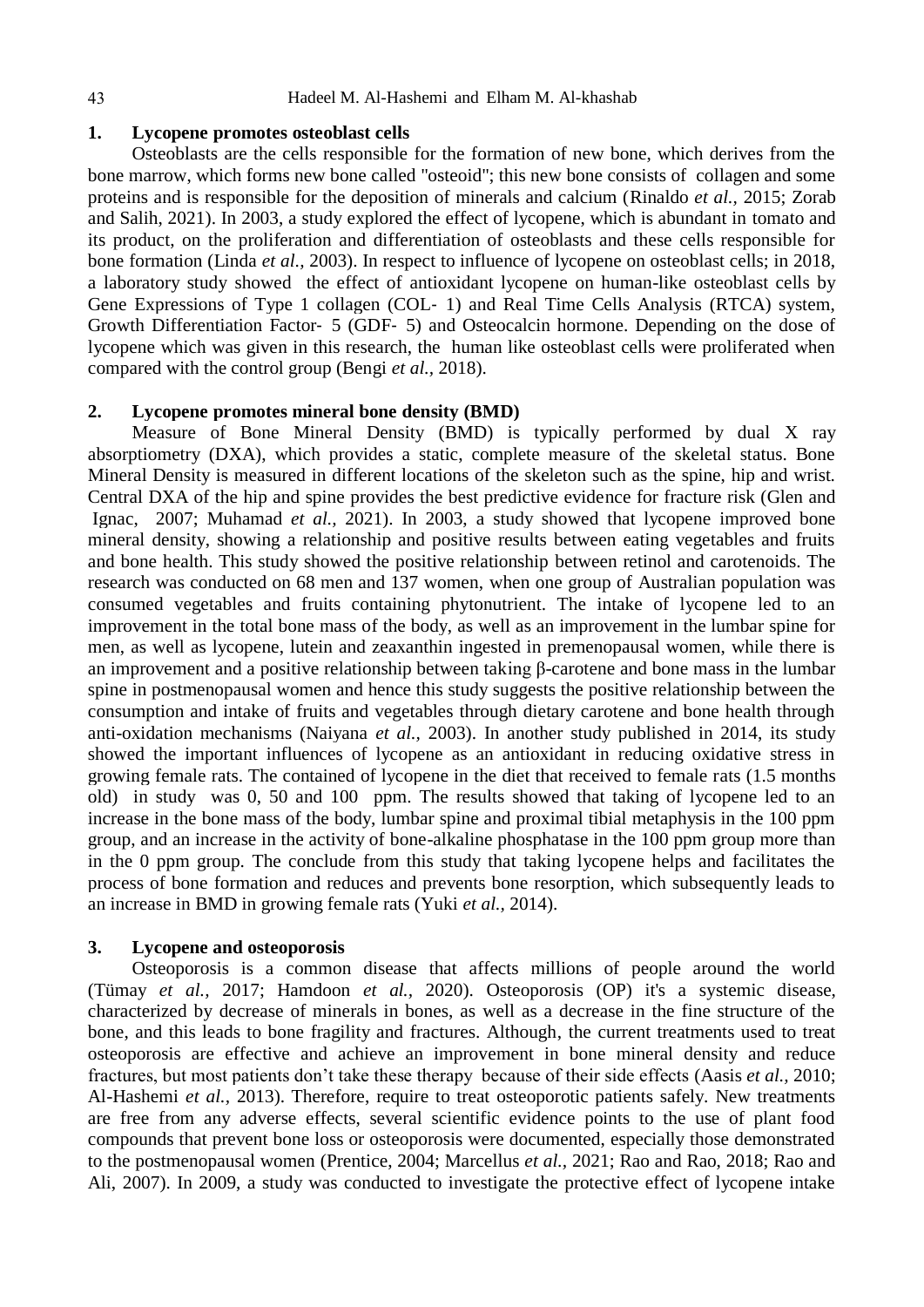## 1. Lycopene promotes osteoblast cells

Osteoblasts are the cells responsible for the formation of new bone, which derives from the bone marrow, which forms new bone called "osteoid"; this new bone consists of collagen and some proteins and is responsible for the deposition of minerals and calcium (Rinaldo *et al.,* 2015; Zorab and Salih, 2021). In 2003, a study explored the effect of lycopene, which is abundant in tomato and its product, on the proliferation and differentiation of osteoblasts and these cells responsible for bone formation (Linda *et al.,* 2003). In respect to influence of lycopene on osteoblast cells; in 2018, a laboratory study showed the effect of antioxidant lycopene on human-like osteoblast cells by Gene Expressions of Type 1 collagen (COL‐ 1) and Real Time Cells Analysis (RTCA) system, Growth Differentiation Factor‐ 5 (GDF‐ 5) and Osteocalcin hormone. Depending on the dose of lycopene which was given in this research, the human like osteoblast cells were proliferated when compared with the control group (Bengi *et al.,* 2018).

## 2. Lycopene promotes mineral bone density (BMD)

Measure of Bone Mineral Density (BMD) is typically performed by dual X ray absorptiometry (DXA), which provides a static, complete measure of the skeletal status. Bone Mineral Density is measured in different locations of the skeleton such as the spine, hip and wrist. Central DXA of the hip and spine provides the best predictive evidence for fracture risk (Glen and Ignac, 2007; Muhamad *et al.,* 2021). In 2003, a study showed that lycopene improved bone mineral density, showing a relationship and positive results between eating vegetables and fruits and bone health. This study showed the positive relationship between retinol and carotenoids. The research was conducted on 68 men and 137 women, when one group of Australian population was consumed vegetables and fruits containing phytonutrient. The intake of lycopene led to an improvement in the total bone mass of the body, as well as an improvement in the lumbar spine for men, as well as lycopene, lutein and zeaxanthin ingested in premenopausal women, while there is an improvement and a positive relationship between taking β-carotene and bone mass in the lumbar spine in postmenopausal women and hence this study suggests the positive relationship between the consumption and intake of fruits and vegetables through dietary carotene and bone health through anti-oxidation mechanisms (Naiyana *et al.,* 2003). In another study published in 2014, its study showed the important influences of lycopene as an antioxidant in reducing oxidative stress in growing female rats. The contained of lycopene in the diet that received to female rats (1.5 months old) in study was 0, 50 and 100 ppm. The results showed that taking of lycopene led to an increase in the bone mass of the body, lumbar spine and proximal tibial metaphysis in the 100 ppm group, and an increase in the activity of bone-alkaline phosphatase in the 100 ppm group more than in the 0 ppm group. The conclude from this study that taking lycopene helps and facilitates the process of bone formation and reduces and prevents bone resorption, which subsequently leads to an increase in BMD in growing female rats (Yuki *et al.,* 2014).

## 3. Lycopene and osteoporosis

Osteoporosis is a common disease that affects millions of people around the world (Tümay *et al.,* 2017; Hamdoon *et al.,* 2020). Osteoporosis (OP) it's a systemic disease, characterized by decrease of minerals in bones, as well as a decrease in the fine structure of the bone, and this leads to bone fragility and fractures. Although, the current treatments used to treat osteoporosis are effective and achieve an improvement in bone mineral density and reduce fractures, but most patients don't take these therapy because of their side effects (Aasis *et al.,* 2010; Al-Hashemi *et al.,* 2013). Therefore, require to treat osteoporotic patients safely. New treatments are free from any adverse effects, several scientific evidence points to the use of plant food compounds that prevent bone loss or osteoporosis were documented, especially those demonstrated to the postmenopausal women (Prentice, 2004; Marcellus *et al.,* 2021; Rao and Rao, 2018; Rao and Ali, 2007). In 2009, a study was conducted to investigate the protective effect of lycopene intake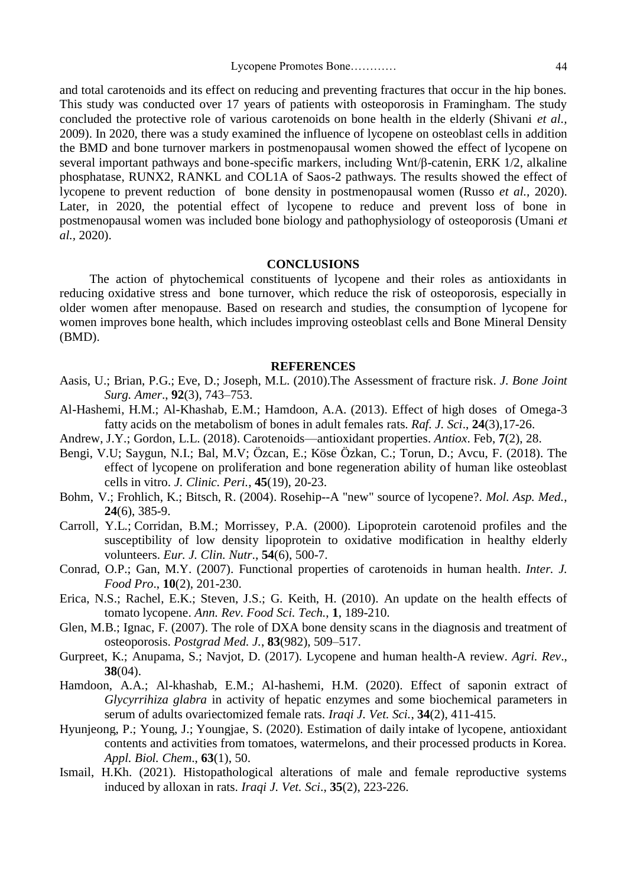and total carotenoids and its effect on reducing and preventing fractures that occur in the hip bones. This study was conducted over 17 years of patients with osteoporosis in Framingham. The study concluded the protective role of various carotenoids on bone health in the elderly (Shivani *et al.*, 2009). In 2020, there was a study examined the influence of lycopene on osteoblast cells in addition the BMD and bone turnover markers in postmenopausal women showed the effect of lycopene on several important pathways and bone-specific markers, including Wnt/β-catenin, ERK 1/2, alkaline phosphatase, RUNX2, RANKL and COL1A of Saos-2 pathways. The results showed the effect of lycopene to prevent reduction of bone density in postmenopausal women (Russo *et al.,* 2020). Later, in 2020, the potential effect of lycopene to reduce and prevent loss of bone in postmenopausal women was included bone biology and pathophysiology of osteoporosis (Umani *et al.,* 2020).

## CONCLUSIONS

The action of phytochemical constituents of lycopene and their roles as antioxidants in reducing oxidative stress and bone turnover, which reduce the risk of osteoporosis, especially in older women after menopause. Based on research and studies, the consumption of lycopene for women improves bone health, which includes improving osteoblast cells and Bone Mineral Density (BMD).

## REFERENCES

Aasis, U.; Brian, P.G.; Eve, D.; Joseph, M.L. (2010).The Assessment of fracture risk. *J. Bone Joint Surg. Amer*., **92**(3), 743–753.

Al-Hashemi, H.M.; Al-Khashab, E.M.; Hamdoon, A.A. (2013). Effect of high doses of Omega-3 fatty acids on the metabolism of bones in adult females rats. *Raf. J. Sci*., **24**(3),17-26.

Andrew, J.Y.; Gordon, L.L. (2018). Carotenoids—antioxidant properties. *Antiox*. Feb, **7**(2), 28.

Bengi, V.U; Saygun, N.I.; Bal, M.V; Özcan, E.; Köse Özkan, C.; Torun, D.; Avcu, F. (2018). The effect of lycopene on proliferation and bone regeneration ability of human like osteoblast cells in vitro. *J. Clinic. Peri.*, **45**(19), 20-23.

Bohm, V.; Frohlich, K.; Bitsch, R. (2004). Rosehip--A "new" source of lycopene?. *Mol. Asp. Med.*, **24**(6), 385-9.

Carroll, Y.L.; Corridan, B.M.; Morrissey, P.A. (2000). Lipoprotein carotenoid profiles and the susceptibility of low density lipoprotein to oxidative modification in healthy elderly volunteers. *Eur. J. Clin. Nutr*., **54**(6), 500-7.

Conrad, O.P.; Gan, M.Y. (2007). Functional properties of carotenoids in human health. *Inter. J. Food Pro*., **10**(2), 201-230.

Erica, N.S.; Rachel, E.K.; Steven, J.S.; G. Keith, H. (2010). An update on the health effects of tomato lycopene. *Ann. Rev. Food Sci. Tech.*, **1**, 189-210.

Glen, M.B.; Ignac, F. (2007). The role of DXA bone density scans in the diagnosis and treatment of osteoporosis. *Postgrad Med. J.*, **83**(982), 509–517.

Gurpreet, K.; Anupama, S.; Navjot, D. (2017). Lycopene and human health-A review. *Agri. Rev*., **38**(04).

Hamdoon, A.A.; Al-khashab, E.M.; Al-hashemi, H.M. (2020). Effect of saponin extract of *Glycyrrhiza glabra* in activity of hepatic enzymes and some biochemical parameters in serum of adults ovariectomized female rats. *Iraqi J. Vet. Sci.*, **34**(2), 411-415.

Hyunjeong, P.; Young, J.; Youngjae, S. (2020). Estimation of daily intake of lycopene, antioxidant contents and activities from tomatoes, watermelons, and their processed products in Korea. *Appl. Biol. Chem*., **63**(1), 50.

Ismail, H.Kh. (2021). Histopathological alterations of male and female reproductive systems induced by alloxan in rats. *Iraqi J. Vet. Sci*., **35**(2), 223-226.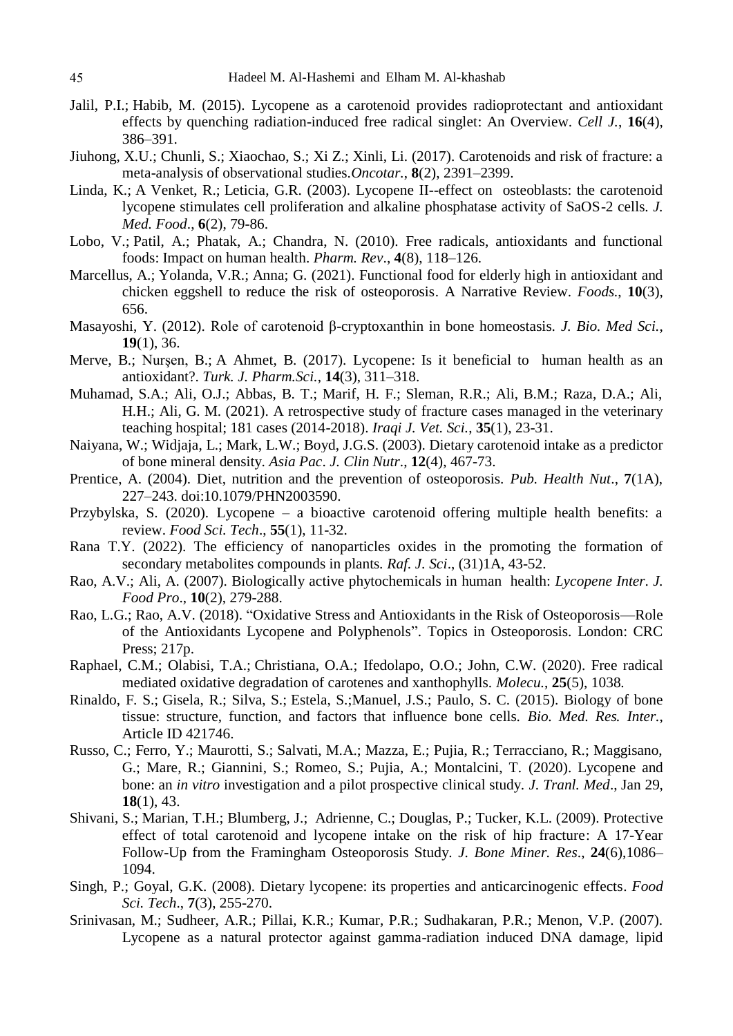Jalil, P.I.; Habib, M. (2015). Lycopene as a carotenoid provides radioprotectant and antioxidant effects by quenching radiation-induced free radical singlet: An Overview. *Cell J.*, **16**(4), 386–391.

Jiuhong, X.U.; Chunli, S.; Xiaochao, S.; Xi Z.; Xinli, Li. (2017). Carotenoids and risk of fracture: a meta-analysis of observational studies.*Oncotar.*, **8**(2), 2391–2399.

Linda, K.; A Venket, R.; Leticia, G.R. (2003). Lycopene II--effect on osteoblasts: the carotenoid lycopene stimulates cell proliferation and alkaline phosphatase activity of SaOS-2 cells. *J. Med. Food*., **6**(2), 79-86.

Lobo, V.; Patil, A.; Phatak, A.; Chandra, N. (2010). Free radicals, antioxidants and functional foods: Impact on human health. *Pharm. Rev*., **4**(8), 118–126.

Marcellus, A.; Yolanda, V.R.; Anna; G. (2021). Functional food for elderly high in antioxidant and chicken eggshell to reduce the risk of osteoporosis. A Narrative Review. *Foods.*, **10**(3), 656.

Masayoshi, Y. (2012). Role of carotenoid β-cryptoxanthin in bone homeostasis. *J. Bio. Med Sci.*, **19**(1), 36.

Merve, B.; Nurşen, B.; A Ahmet, B. (2017). Lycopene: Is it beneficial to human health as an antioxidant?. *Turk. J. Pharm.Sci.*, **14**(3), 311–318.

Muhamad, S.A.; Ali, O.J.; Abbas, B. T.; Marif, H. F.; Sleman, R.R.; Ali, B.M.; Raza, D.A.; Ali, H.H.; Ali, G. M. (2021). A retrospective study of fracture cases managed in the veterinary teaching hospital; 181 cases (2014-2018). *Iraqi J. Vet. Sci.*, **35**(1), 23-31.

Naiyana, W.; Widjaja, L.; Mark, L.W.; Boyd, J.G.S. (2003). Dietary carotenoid intake as a predictor of bone mineral density. *Asia Pac. J. Clin Nutr*., **12**(4), 467-73.

Prentice, A. (2004). Diet, nutrition and the prevention of osteoporosis. *Pub. Health Nut*., **7**(1A), 227–243. doi:10.1079/PHN2003590.

Przybylska, S. (2020). Lycopene – a bioactive carotenoid offering multiple health benefits: a review. *Food Sci. Tech*., **55**(1), 11-32.

Rana T.Y. (2022). The efficiency of nanoparticles oxides in the promoting the formation of secondary metabolites compounds in plants. *Raf. J. Sci*., (31)1A, 43-52.

Rao, A.V.; Ali, A. (2007). Biologically active phytochemicals in human health: *Lycopene Inter. J. Food Pro*., **10**(2), 279-288.

Rao, L.G.; Rao, A.V. (2018). "Oxidative Stress and Antioxidants in the Risk of Osteoporosis—Role of the Antioxidants Lycopene and Polyphenols". Topics in Osteoporosis. London: CRC Press; 217p.

Raphael, C.M.; Olabisi, T.A.; Christiana, O.A.; Ifedolapo, O.O.; John, C.W. (2020). Free radical mediated oxidative degradation of carotenes and xanthophylls. *Molecu.*, **25**(5), 1038.

Rinaldo, F. S.; Gisela, R.; Silva, S.; Estela, S.;Manuel, J.S.; Paulo, S. C. (2015). Biology of bone tissue: structure, function, and factors that influence bone cells. *Bio. Med. Res. Inter.*, Article ID 421746.

Russo, C.; Ferro, Y.; Maurotti, S.; Salvati, M.A.; Mazza, E.; Pujia, R.; Terracciano, R.; Maggisano, G.; Mare, R.; Giannini, S.; Romeo, S.; Pujia, A.; Montalcini, T. (2020). Lycopene and bone: an *in vitro* investigation and a pilot prospective clinical study. *J. Tranl. Med*., Jan 29, **18**(1), 43.

Shivani, S.; Marian, T.H.; Blumberg, J.; Adrienne, C.; Douglas, P.; Tucker, K.L. (2009). Protective effect of total carotenoid and lycopene intake on the risk of hip fracture: A 17-Year Follow-Up from the Framingham Osteoporosis Study. *J. Bone Miner. Res*., **24**(6),1086–1094.

Singh, P.; Goyal, G.K. (2008). Dietary lycopene: its properties and anticarcinogenic effects. *Food Sci. Tech*., **7**(3), 255-270.

Srinivasan, M.; Sudheer, A.R.; Pillai, K.R.; Kumar, P.R.; Sudhakaran, P.R.; Menon, V.P. (2007). Lycopene as a natural protector against gamma-radiation induced DNA damage, lipid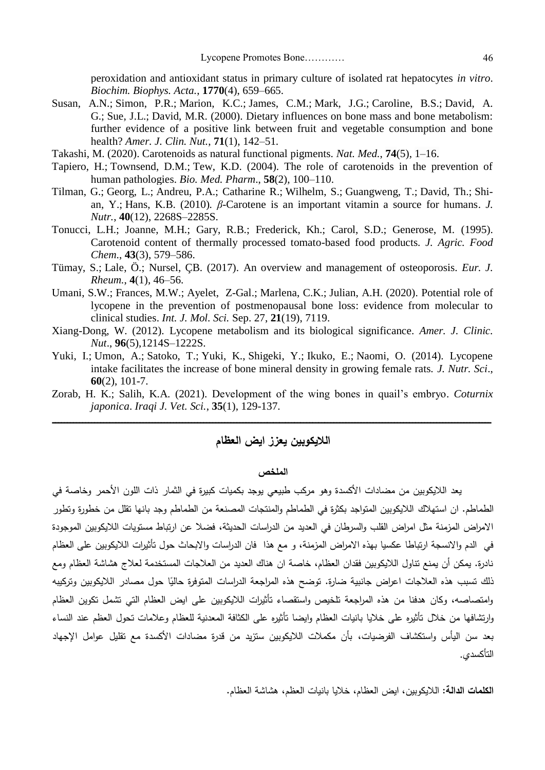peroxidation and antioxidant status in primary culture of isolated rat hepatocytes *in vitro*. *Biochim. Biophys. Acta.*, **1770**(4), 659–665.

Susan, A.N.; Simon, P.R.; Marion, K.C.; James, C.M.; Mark, J.G.; Caroline, B.S.; David, A. G.; Sue, J.L.; David, M.R. (2000). Dietary influences on bone mass and bone metabolism: further evidence of a positive link between fruit and vegetable consumption and bone health? *Amer. J. Clin. Nut.*, **71**(1), 142–51.

Takashi, M. (2020). Carotenoids as natural functional pigments. *Nat. Med.*, **74**(5), 1–16.

Tapiero, H.; Townsend, D.M.; Tew, K.D. (2004). The role of carotenoids in the prevention of human pathologies. *Bio. Med. Pharm.*, **58**(2), 100–110.

Tilman, G.; Georg, L.; Andreu, P.A.; Catharine R.; Wilhelm, S.; Guangweng, T.; David, Th.; Shi-an, Y.; Hans, K.B. (2010). *β*-Carotene is an important vitamin a source for humans. *J. Nutr.*, **40**(12), 2268S–2285S.

Tonucci, L.H.; Joanne, M.H.; Gary, R.B.; Frederick, Kh.; Carol, S.D.; Generose, M. (1995). Carotenoid content of thermally processed tomato-based food products. *J. Agric. Food Chem.*, **43**(3), 579–586.

Tümay, S.; Lale, Ö.; Nursel, ÇB. (2017). An overview and management of osteoporosis. *Eur. J. Rheum.*, **4**(1), 46–56.

Umani, S.W.; Frances, M.W.; Ayelet, Z-Gal.; Marlena, C.K.; Julian, A.H. (2020). Potential role of lycopene in the prevention of postmenopausal bone loss: evidence from molecular to clinical studies. *Int. J. Mol. Sci.* Sep. 27, **21**(19), 7119.

Xiang-Dong, W. (2012). Lycopene metabolism and its biological significance. *Amer. J. Clinic. Nut*., **96**(5),1214S–1222S.

Yuki, I.; Umon, A.; Satoko, T.; Yuki, K., Shigeki, Y.; Ikuko, E.; Naomi, O. (2014). Lycopene intake facilitates the increase of bone mineral density in growing female rats. *J. Nutr. Sci*., **60**(2), 101-7.

Zorab, H. K.; Salih, K.A. (2021). Development of the wing bones in quail's embryo. *Coturnix japonica*. *Iraqi J. Vet. Sci.*, **35**(1), 129-137.

---

## اللايكوبين يعزز ايض العظام

### الملخص

يعد اللايكوبين من مضادات الأكسدة وهو مركب طبيعي يوجد بكميات كبيرة في الثمار ذات اللون الأحمر وخاصة في الطماطم. ان استهلاك اللايكوبين المتواجد بكثرة في الطماطم والمنتجات المصنعة من الطماطم وجد بانها تقلل من خطورة وتطور الامراض المزمنة مثل امراض القلب والسرطان في العديد من الدراسات الحديثة، فضلا عن ارتباط مستويات اللايكوبين الموجودة في الدم والانسجة ارتباطا عكسيا بهذه الامراض المزمنة، و مع هذا فان الدراسات والابحاث حول تأثيرات اللايكوبين على العظام نادرة. يمكن أن يمنع تناول اللايكوبين فقدان العظام، خاصة ان هناك العديد من العلاجات المستخدمة لعلاج هشاشة العظام ومع ذلك تسبب هذه العلاجات اعراض جانبية ضارة. توضح هذه المراجعة الدراسات المتوفرة حاليًا حول مصادر اللايكوبين وتركيبه وامتصاصه، وكان هدفنا من هذه المراجعة تلخيص واستقصاء تأثيرات اللايكوبين على ايض العظام التي تشمل تكوين العظام وارتشافها من خلال تأثيره على خلايا بانيات العظام وايضا تأثيره على الكثافة المعدنية للعظام وعلامات تحول العظم عند النساء بعد سن اليأس واستكشاف الفرضيات، بأن مكملات اللايكوبين ستزيد من قدرة مضادات الأكسدة مع تقليل عوامل الإجهاد التأكسدي.

**الكلمات الدالة:** اللايكوبين، ايض العظام، خلايا بانيات العظم، هشاشة العظام.